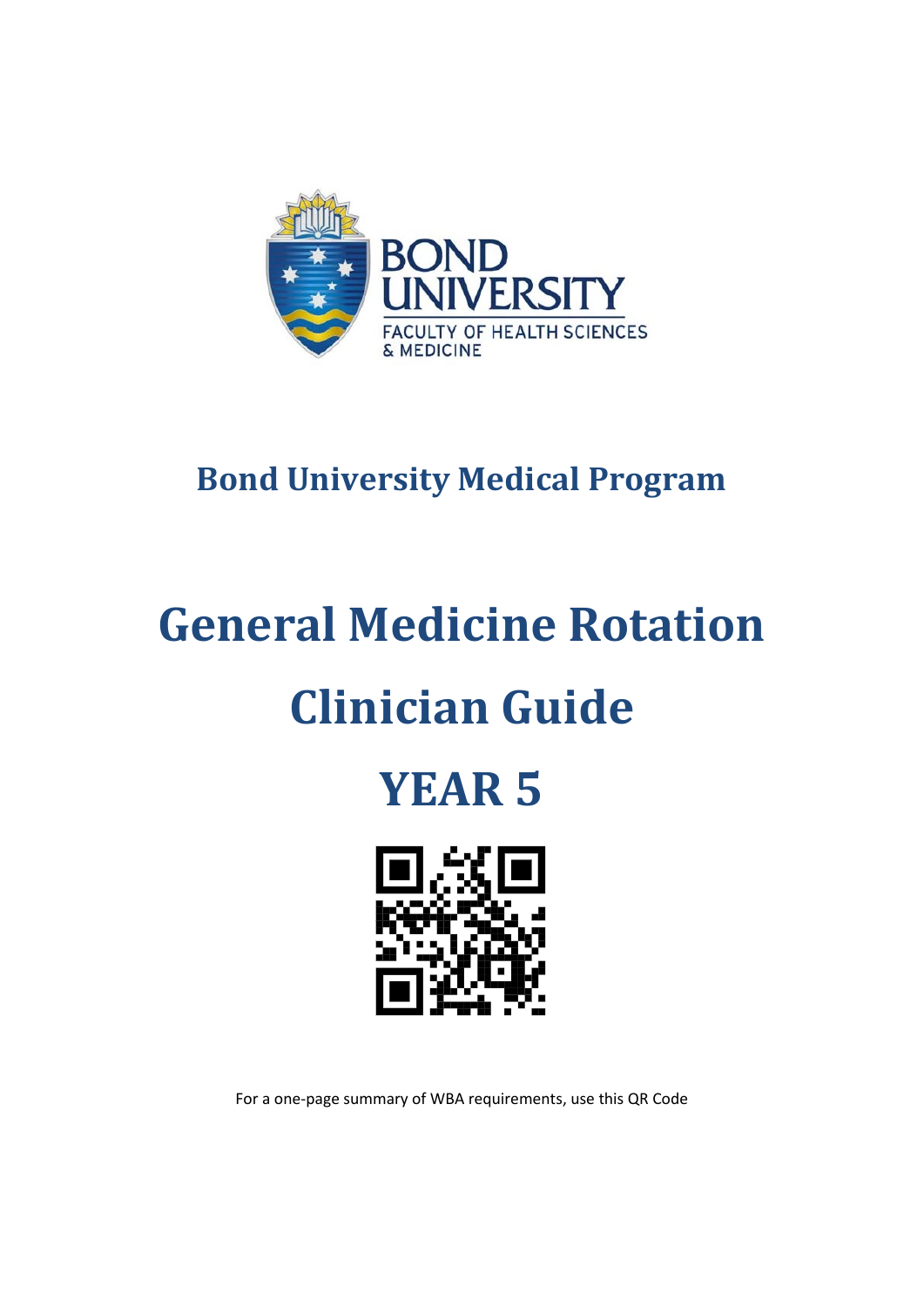BOND UNIVERSITY
FACULTY OF HEALTH SCIENCES & MEDICINE

## Bond University Medical Program

# General Medicine Rotation

# Clinician Guide

# YEAR 5

For a one-page summary of WBA requirements, use this QR Code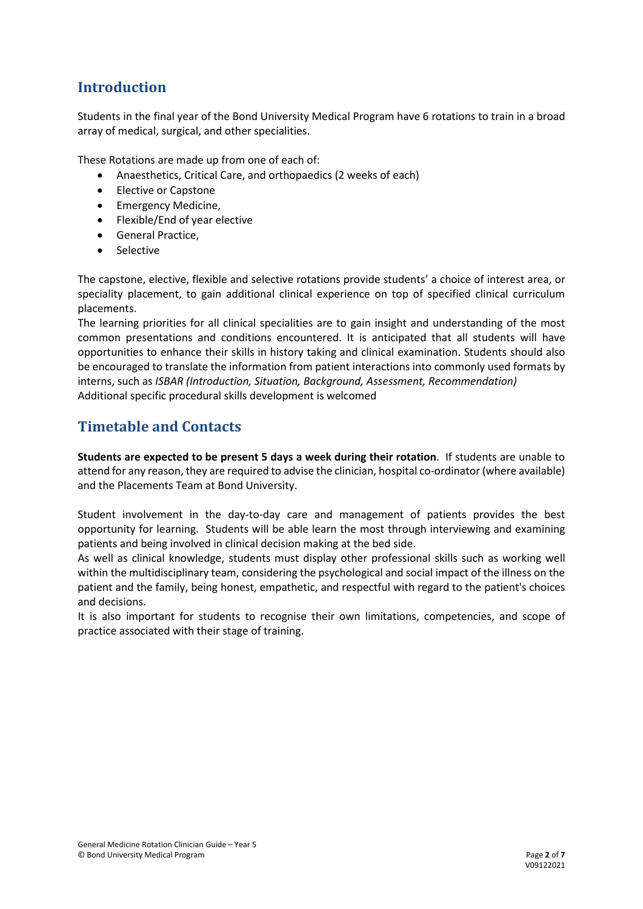## Introduction

Students in the final year of the Bond University Medical Program have 6 rotations to train in a broad array of medical, surgical, and other specialities.

These Rotations are made up from one of each of:

- Anaesthetics, Critical Care, and orthopaedics (2 weeks of each)
- Elective or Capstone
- Emergency Medicine,
- Flexible/End of year elective
- General Practice,
- Selective

The capstone, elective, flexible and selective rotations provide students' a choice of interest area, or speciality placement, to gain additional clinical experience on top of specified clinical curriculum placements.
The learning priorities for all clinical specialities are to gain insight and understanding of the most common presentations and conditions encountered. It is anticipated that all students will have opportunities to enhance their skills in history taking and clinical examination. Students should also be encouraged to translate the information from patient interactions into commonly used formats by interns, such as *ISBAR (Introduction, Situation, Background, Assessment, Recommendation)*
Additional specific procedural skills development is welcomed

## Timetable and Contacts

**Students are expected to be present 5 days a week during their rotation**. If students are unable to attend for any reason, they are required to advise the clinician, hospital co-ordinator (where available) and the Placements Team at Bond University.

Student involvement in the day-to-day care and management of patients provides the best opportunity for learning. Students will be able learn the most through interviewing and examining patients and being involved in clinical decision making at the bed side.
As well as clinical knowledge, students must display other professional skills such as working well within the multidisciplinary team, considering the psychological and social impact of the illness on the patient and the family, being honest, empathetic, and respectful with regard to the patient's choices and decisions.
It is also important for students to recognise their own limitations, competencies, and scope of practice associated with their stage of training.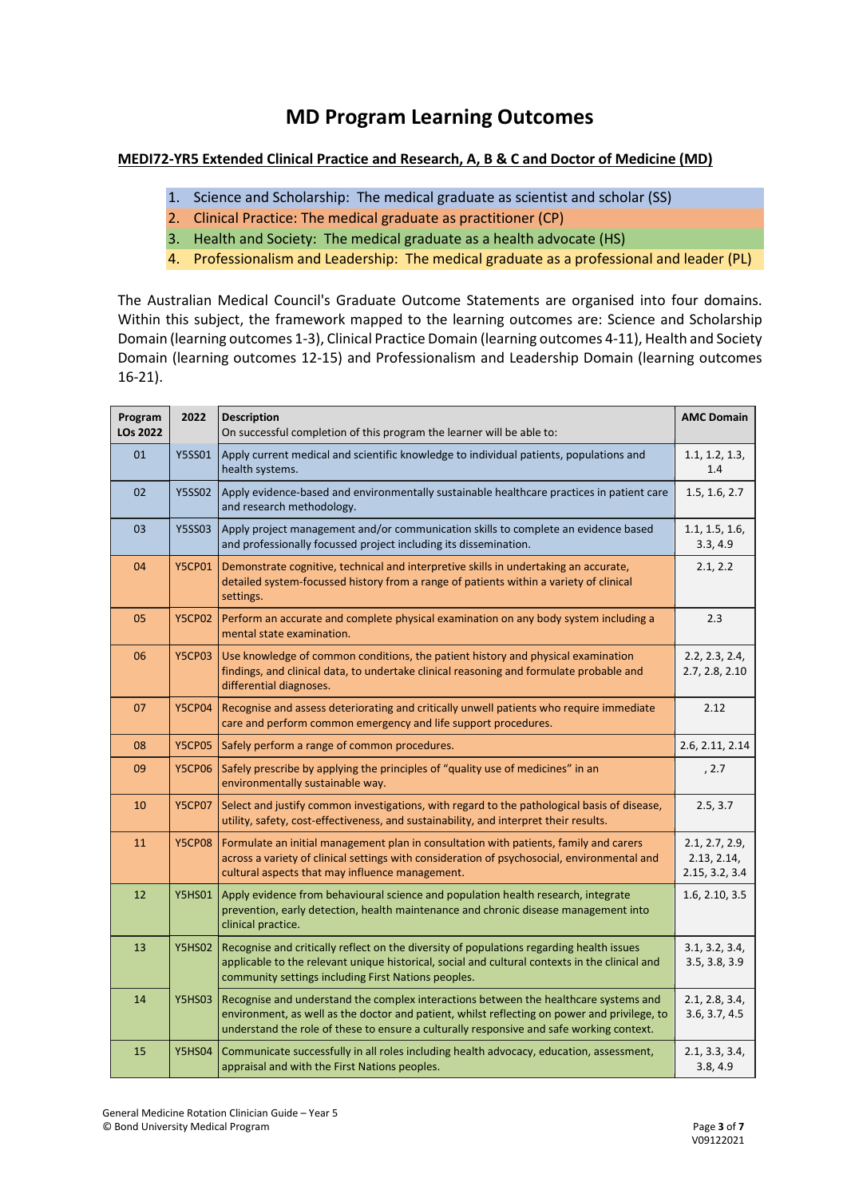# MD Program Learning Outcomes

**MEDI72-YR5 Extended Clinical Practice and Research, A, B & C and Doctor of Medicine (MD)**

1. Science and Scholarship: The medical graduate as scientist and scholar (SS)
2. Clinical Practice: The medical graduate as practitioner (CP)
3. Health and Society: The medical graduate as a health advocate (HS)
4. Professionalism and Leadership: The medical graduate as a professional and leader (PL)

The Australian Medical Council's Graduate Outcome Statements are organised into four domains. Within this subject, the framework mapped to the learning outcomes are: Science and Scholarship Domain (learning outcomes 1-3), Clinical Practice Domain (learning outcomes 4-11), Health and Society Domain (learning outcomes 12-15) and Professionalism and Leadership Domain (learning outcomes 16-21).

| Program LOs 2022 | 2022 | Description<br>On successful completion of this program the learner will be able to: | AMC Domain |
|---|---|---|---|
| 01 | Y5SS01 | Apply current medical and scientific knowledge to individual patients, populations and health systems. | 1.1, 1.2, 1.3, 1.4 |
| 02 | Y5SS02 | Apply evidence-based and environmentally sustainable healthcare practices in patient care and research methodology. | 1.5, 1.6, 2.7 |
| 03 | Y5SS03 | Apply project management and/or communication skills to complete an evidence based and professionally focussed project including its dissemination. | 1.1, 1.5, 1.6, 3.3, 4.9 |
| 04 | Y5CP01 | Demonstrate cognitive, technical and interpretive skills in undertaking an accurate, detailed system-focussed history from a range of patients within a variety of clinical settings. | 2.1, 2.2 |
| 05 | Y5CP02 | Perform an accurate and complete physical examination on any body system including a mental state examination. | 2.3 |
| 06 | Y5CP03 | Use knowledge of common conditions, the patient history and physical examination findings, and clinical data, to undertake clinical reasoning and formulate probable and differential diagnoses. | 2.2, 2.3, 2.4, 2.7, 2.8, 2.10 |
| 07 | Y5CP04 | Recognise and assess deteriorating and critically unwell patients who require immediate care and perform common emergency and life support procedures. | 2.12 |
| 08 | Y5CP05 | Safely perform a range of common procedures. | 2.6, 2.11, 2.14 |
| 09 | Y5CP06 | Safely prescribe by applying the principles of "quality use of medicines" in an environmentally sustainable way. | , 2.7 |
| 10 | Y5CP07 | Select and justify common investigations, with regard to the pathological basis of disease, utility, safety, cost-effectiveness, and sustainability, and interpret their results. | 2.5, 3.7 |
| 11 | Y5CP08 | Formulate an initial management plan in consultation with patients, family and carers across a variety of clinical settings with consideration of psychosocial, environmental and cultural aspects that may influence management. | 2.1, 2.7, 2.9, 2.13, 2.14, 2.15, 3.2, 3.4 |
| 12 | Y5HS01 | Apply evidence from behavioural science and population health research, integrate prevention, early detection, health maintenance and chronic disease management into clinical practice. | 1.6, 2.10, 3.5 |
| 13 | Y5HS02 | Recognise and critically reflect on the diversity of populations regarding health issues applicable to the relevant unique historical, social and cultural contexts in the clinical and community settings including First Nations peoples. | 3.1, 3.2, 3.4, 3.5, 3.8, 3.9 |
| 14 | Y5HS03 | Recognise and understand the complex interactions between the healthcare systems and environment, as well as the doctor and patient, whilst reflecting on power and privilege, to understand the role of these to ensure a culturally responsive and safe working context. | 2.1, 2.8, 3.4, 3.6, 3.7, 4.5 |
| 15 | Y5HS04 | Communicate successfully in all roles including health advocacy, education, assessment, appraisal and with the First Nations peoples. | 2.1, 3.3, 3.4, 3.8, 4.9 |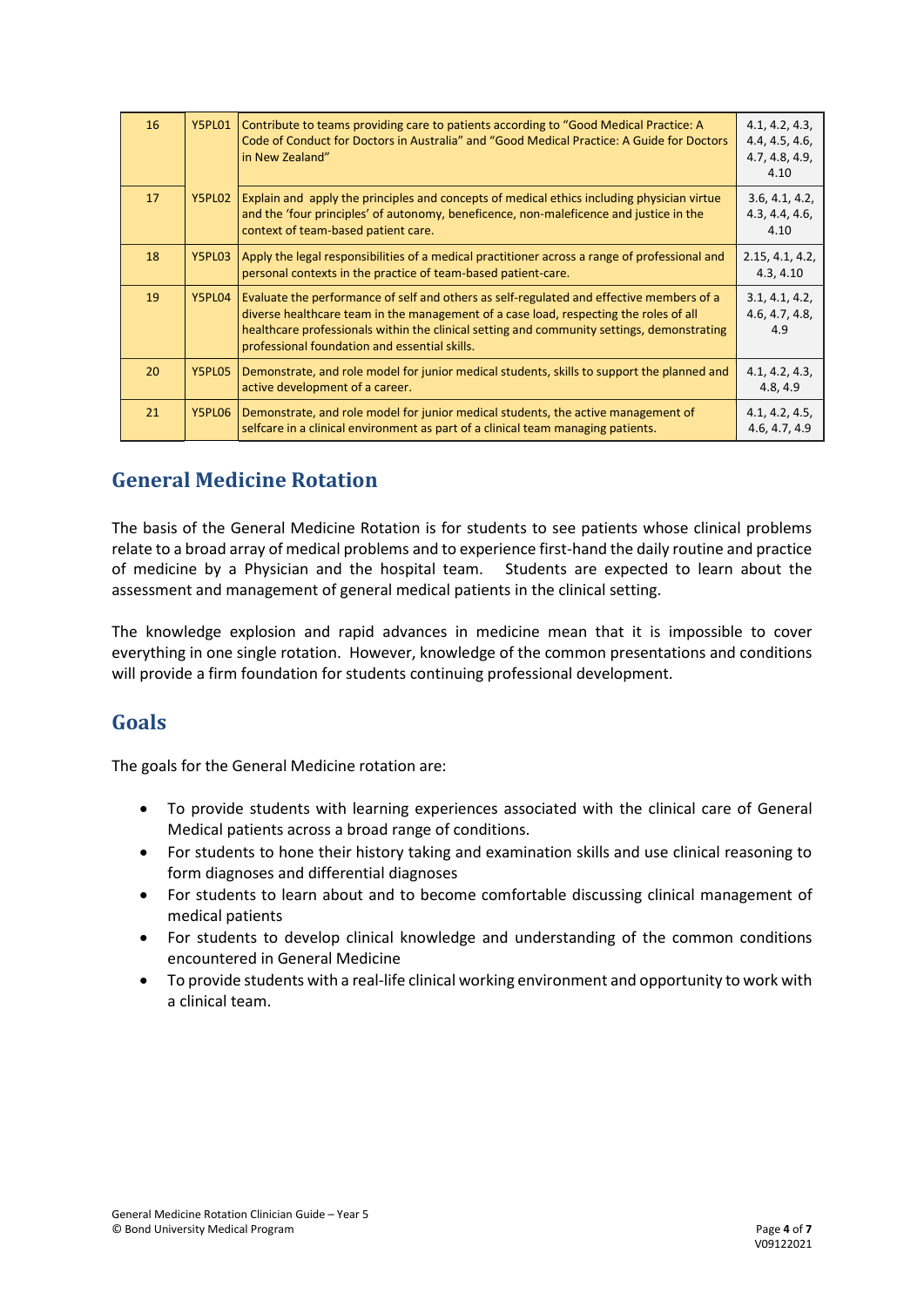| 16 | Y5PL01 | Contribute to teams providing care to patients according to "Good Medical Practice: A Code of Conduct for Doctors in Australia" and "Good Medical Practice: A Guide for Doctors in New Zealand" | 4.1, 4.2, 4.3, 4.4, 4.5, 4.6, 4.7, 4.8, 4.9, 4.10 |
|---|---|---|---|
| 17 | Y5PL02 | Explain and apply the principles and concepts of medical ethics including physician virtue and the 'four principles' of autonomy, beneficence, non-maleficence and justice in the context of team-based patient care. | 3.6, 4.1, 4.2, 4.3, 4.4, 4.6, 4.10 |
| 18 | Y5PL03 | Apply the legal responsibilities of a medical practitioner across a range of professional and personal contexts in the practice of team-based patient-care. | 2.15, 4.1, 4.2, 4.3, 4.10 |
| 19 | Y5PL04 | Evaluate the performance of self and others as self-regulated and effective members of a diverse healthcare team in the management of a case load, respecting the roles of all healthcare professionals within the clinical setting and community settings, demonstrating professional foundation and essential skills. | 3.1, 4.1, 4.2, 4.6, 4.7, 4.8, 4.9 |
| 20 | Y5PL05 | Demonstrate, and role model for junior medical students, skills to support the planned and active development of a career. | 4.1, 4.2, 4.3, 4.8, 4.9 |
| 21 | Y5PL06 | Demonstrate, and role model for junior medical students, the active management of selfcare in a clinical environment as part of a clinical team managing patients. | 4.1, 4.2, 4.5, 4.6, 4.7, 4.9 |

## General Medicine Rotation

The basis of the General Medicine Rotation is for students to see patients whose clinical problems relate to a broad array of medical problems and to experience first-hand the daily routine and practice of medicine by a Physician and the hospital team. Students are expected to learn about the assessment and management of general medical patients in the clinical setting.

The knowledge explosion and rapid advances in medicine mean that it is impossible to cover everything in one single rotation. However, knowledge of the common presentations and conditions will provide a firm foundation for students continuing professional development.

## Goals

The goals for the General Medicine rotation are:

- To provide students with learning experiences associated with the clinical care of General Medical patients across a broad range of conditions.
- For students to hone their history taking and examination skills and use clinical reasoning to form diagnoses and differential diagnoses
- For students to learn about and to become comfortable discussing clinical management of medical patients
- For students to develop clinical knowledge and understanding of the common conditions encountered in General Medicine
- To provide students with a real-life clinical working environment and opportunity to work with a clinical team.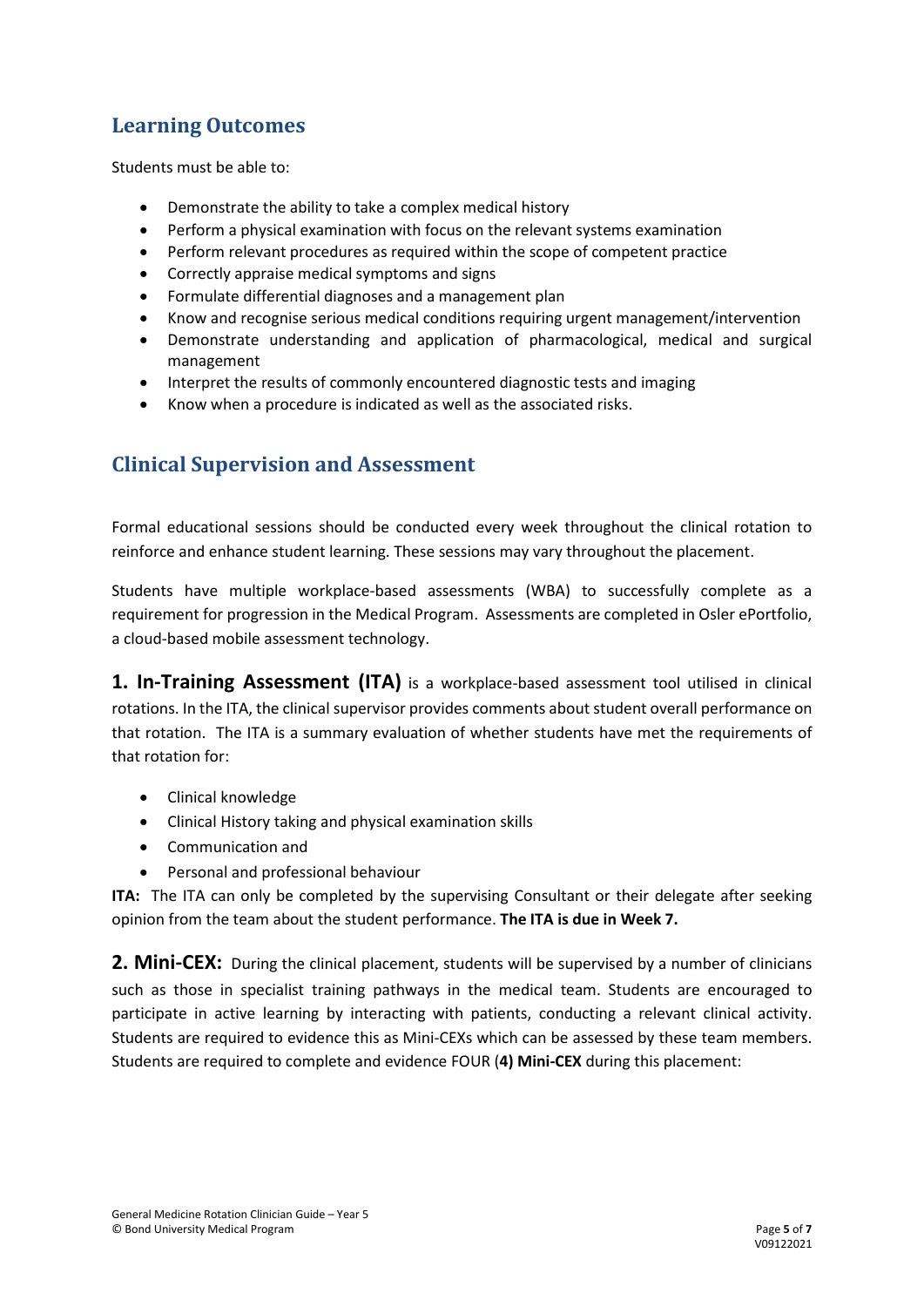## Learning Outcomes

Students must be able to:

- Demonstrate the ability to take a complex medical history
- Perform a physical examination with focus on the relevant systems examination
- Perform relevant procedures as required within the scope of competent practice
- Correctly appraise medical symptoms and signs
- Formulate differential diagnoses and a management plan
- Know and recognise serious medical conditions requiring urgent management/intervention
- Demonstrate understanding and application of pharmacological, medical and surgical management
- Interpret the results of commonly encountered diagnostic tests and imaging
- Know when a procedure is indicated as well as the associated risks.

## Clinical Supervision and Assessment

Formal educational sessions should be conducted every week throughout the clinical rotation to reinforce and enhance student learning. These sessions may vary throughout the placement.

Students have multiple workplace-based assessments (WBA) to successfully complete as a requirement for progression in the Medical Program. Assessments are completed in Osler ePortfolio, a cloud-based mobile assessment technology.

**1. In-Training Assessment (ITA)** is a workplace-based assessment tool utilised in clinical rotations. In the ITA, the clinical supervisor provides comments about student overall performance on that rotation. The ITA is a summary evaluation of whether students have met the requirements of that rotation for:

- Clinical knowledge
- Clinical History taking and physical examination skills
- Communication and
- Personal and professional behaviour

**ITA:** The ITA can only be completed by the supervising Consultant or their delegate after seeking opinion from the team about the student performance. **The ITA is due in Week 7.**

**2. Mini-CEX:** During the clinical placement, students will be supervised by a number of clinicians such as those in specialist training pathways in the medical team. Students are encouraged to participate in active learning by interacting with patients, conducting a relevant clinical activity. Students are required to evidence this as Mini-CEXs which can be assessed by these team members. Students are required to complete and evidence FOUR (**4) Mini-CEX** during this placement: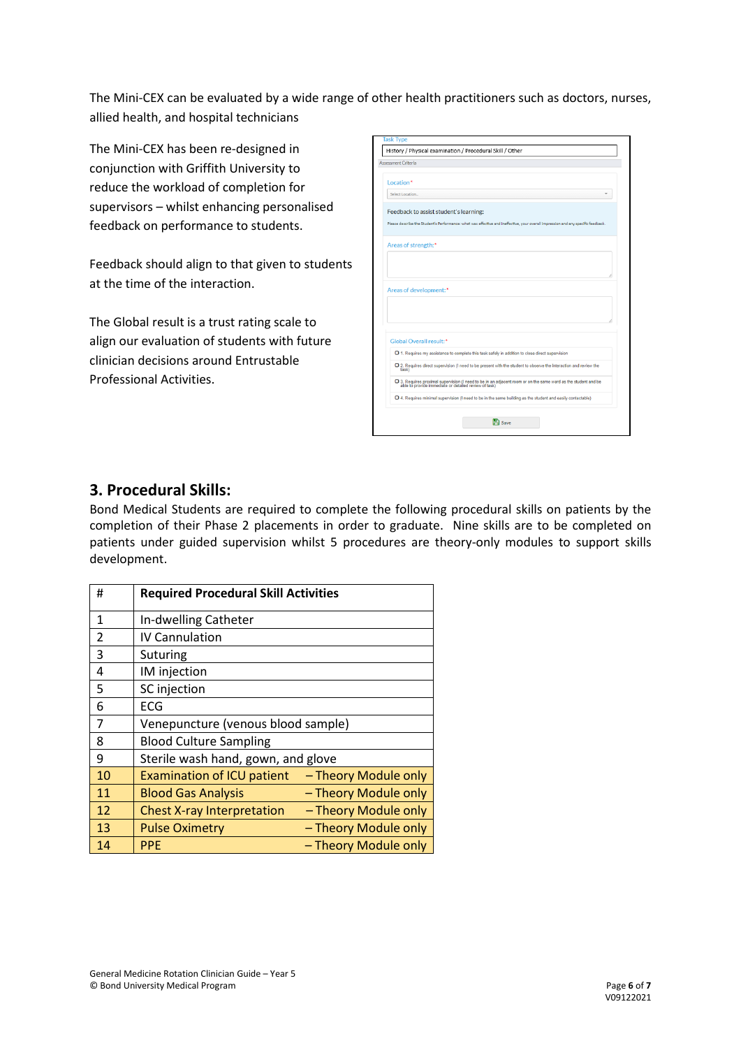The Mini-CEX can be evaluated by a wide range of other health practitioners such as doctors, nurses, allied health, and hospital technicians

The Mini-CEX has been re-designed in conjunction with Griffith University to reduce the workload of completion for supervisors – whilst enhancing personalised feedback on performance to students.

Feedback should align to that given to students at the time of the interaction.

The Global result is a trust rating scale to align our evaluation of students with future clinician decisions around Entrustable Professional Activities.

## 3. Procedural Skills:

Bond Medical Students are required to complete the following procedural skills on patients by the completion of their Phase 2 placements in order to graduate. Nine skills are to be completed on patients under guided supervision whilst 5 procedures are theory-only modules to support skills development.

| # | Required Procedural Skill Activities |
|---|---|
| 1 | In-dwelling Catheter |
| 2 | IV Cannulation |
| 3 | Suturing |
| 4 | IM injection |
| 5 | SC injection |
| 6 | ECG |
| 7 | Venepuncture (venous blood sample) |
| 8 | Blood Culture Sampling |
| 9 | Sterile wash hand, gown, and glove |
| 10 | Examination of ICU patient – Theory Module only |
| 11 | Blood Gas Analysis – Theory Module only |
| 12 | Chest X-ray Interpretation – Theory Module only |
| 13 | Pulse Oximetry – Theory Module only |
| 14 | PPE – Theory Module only |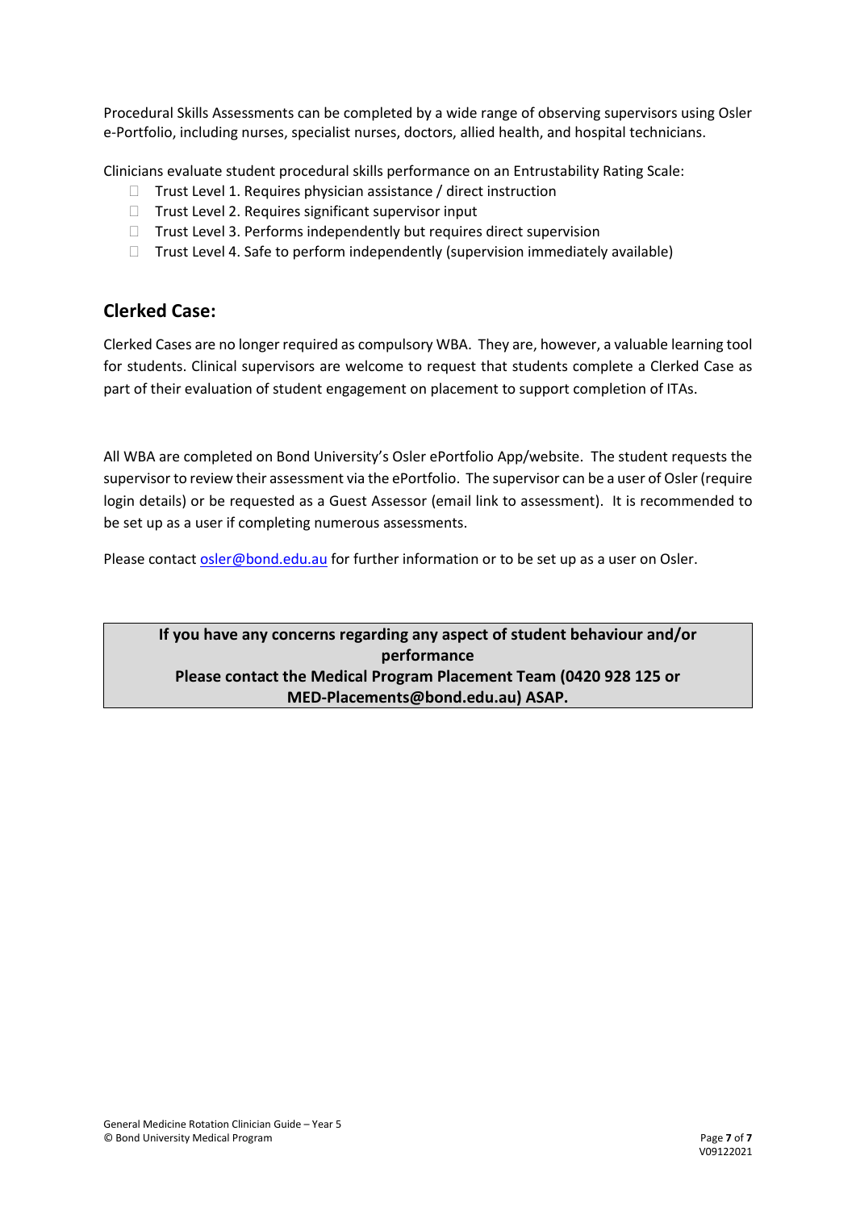Procedural Skills Assessments can be completed by a wide range of observing supervisors using Osler e-Portfolio, including nurses, specialist nurses, doctors, allied health, and hospital technicians.

Clinicians evaluate student procedural skills performance on an Entrustability Rating Scale:

- Trust Level 1. Requires physician assistance / direct instruction
- Trust Level 2. Requires significant supervisor input
- Trust Level 3. Performs independently but requires direct supervision
- Trust Level 4. Safe to perform independently (supervision immediately available)

## Clerked Case:

Clerked Cases are no longer required as compulsory WBA. They are, however, a valuable learning tool for students. Clinical supervisors are welcome to request that students complete a Clerked Case as part of their evaluation of student engagement on placement to support completion of ITAs.

All WBA are completed on Bond University's Osler ePortfolio App/website. The student requests the supervisor to review their assessment via the ePortfolio. The supervisor can be a user of Osler (require login details) or be requested as a Guest Assessor (email link to assessment). It is recommended to be set up as a user if completing numerous assessments.

Please contact osler@bond.edu.au for further information or to be set up as a user on Osler.

**If you have any concerns regarding any aspect of student behaviour and/or performance**
**Please contact the Medical Program Placement Team (0420 928 125 or MED-Placements@bond.edu.au) ASAP.**